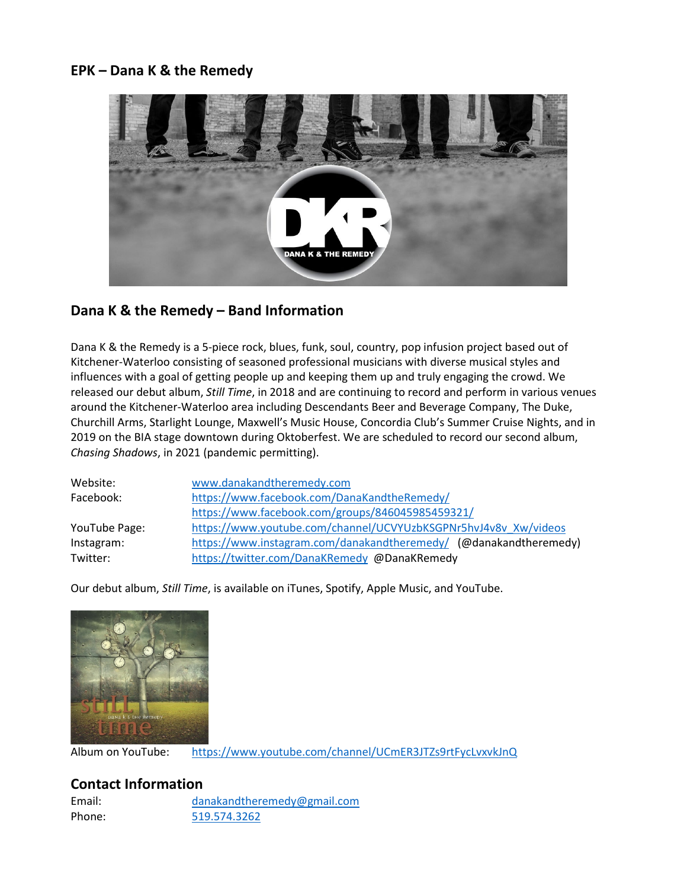## EPK – Dana K & the Remedy

## Dana K & the Remedy – Band Information

Dana K & the Remedy is a 5-piece rock, blues, funk, soul, country, pop infusion project based out of Kitchener-Waterloo consisting of seasoned professional musicians with diverse musical styles and influences with a goal of getting people up and keeping them up and truly engaging the crowd. We released our debut album, *Still Time*, in 2018 and are continuing to record and perform in various venues around the Kitchener-Waterloo area including Descendants Beer and Beverage Company, The Duke, Churchill Arms, Starlight Lounge, Maxwell's Music House, Concordia Club's Summer Cruise Nights, and in 2019 on the BIA stage downtown during Oktoberfest. We are scheduled to record our second album, *Chasing Shadows*, in 2021 (pandemic permitting).

| | |
|---|---|
| Website: | www.danakandtheremedy.com |
| Facebook: | https://www.facebook.com/DanaKandtheRemedy/ |
| | https://www.facebook.com/groups/846045985459321/ |
| YouTube Page: | https://www.youtube.com/channel/UCVYUzbKSGPNr5hvJ4v8v_Xw/videos |
| Instagram: | https://www.instagram.com/danakandtheremedy/ (@danakandtheremedy) |
| Twitter: | https://twitter.com/DanaKRemedy @DanaKRemedy |

Our debut album, *Still Time*, is available on iTunes, Spotify, Apple Music, and YouTube.

Album on YouTube: https://www.youtube.com/channel/UCmER3JTZs9rtFycLvxvkJnQ

## Contact Information

| | |
|---|---|
| Email: | danakandtheremedy@gmail.com |
| Phone: | 519.574.3262 |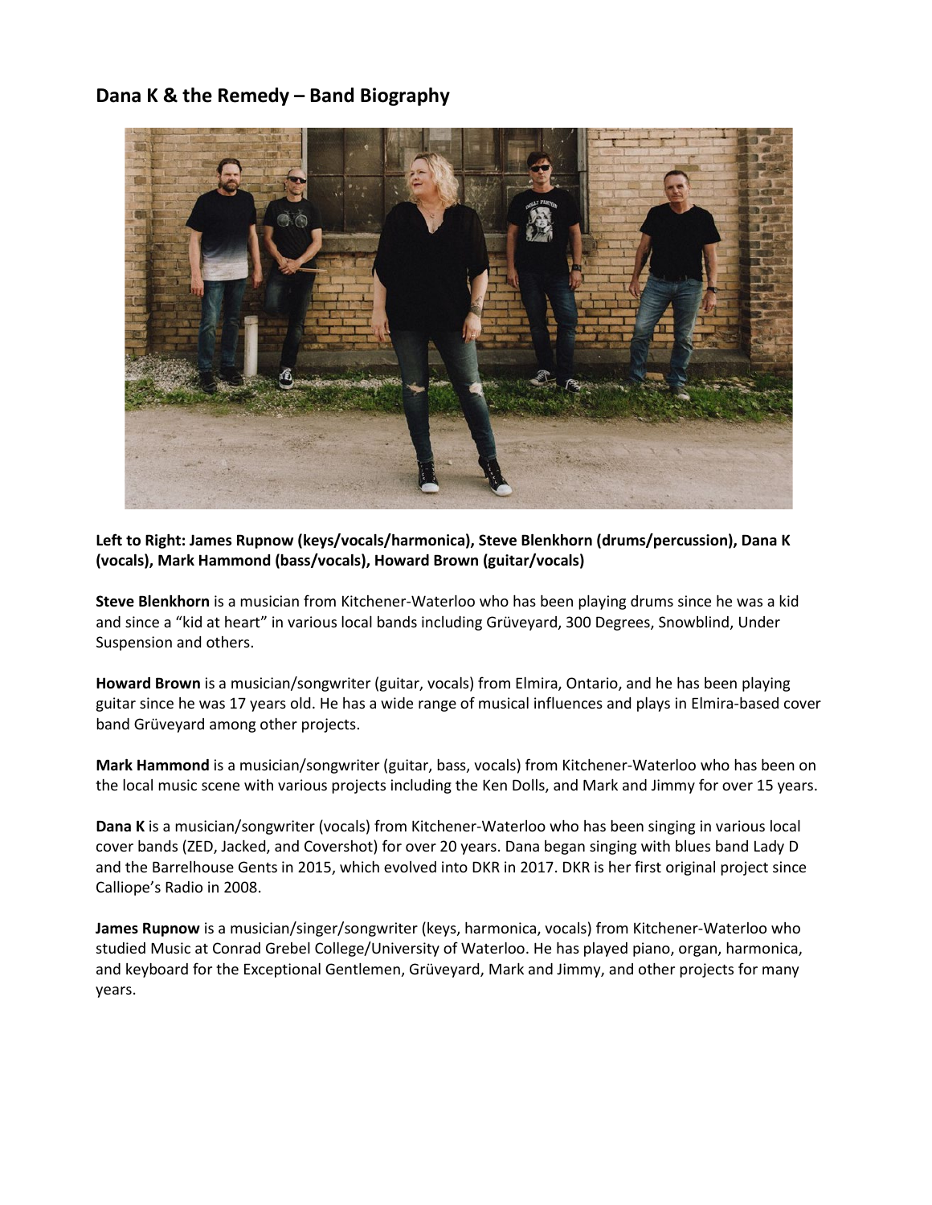## Dana K & the Remedy – Band Biography

**Left to Right: James Rupnow (keys/vocals/harmonica), Steve Blenkhorn (drums/percussion), Dana K (vocals), Mark Hammond (bass/vocals), Howard Brown (guitar/vocals)**

**Steve Blenkhorn** is a musician from Kitchener-Waterloo who has been playing drums since he was a kid and since a "kid at heart" in various local bands including Grüveyard, 300 Degrees, Snowblind, Under Suspension and others.

**Howard Brown** is a musician/songwriter (guitar, vocals) from Elmira, Ontario, and he has been playing guitar since he was 17 years old. He has a wide range of musical influences and plays in Elmira-based cover band Grüveyard among other projects.

**Mark Hammond** is a musician/songwriter (guitar, bass, vocals) from Kitchener-Waterloo who has been on the local music scene with various projects including the Ken Dolls, and Mark and Jimmy for over 15 years.

**Dana K** is a musician/songwriter (vocals) from Kitchener-Waterloo who has been singing in various local cover bands (ZED, Jacked, and Covershot) for over 20 years. Dana began singing with blues band Lady D and the Barrelhouse Gents in 2015, which evolved into DKR in 2017. DKR is her first original project since Calliope's Radio in 2008.

**James Rupnow** is a musician/singer/songwriter (keys, harmonica, vocals) from Kitchener-Waterloo who studied Music at Conrad Grebel College/University of Waterloo. He has played piano, organ, harmonica, and keyboard for the Exceptional Gentlemen, Grüveyard, Mark and Jimmy, and other projects for many years.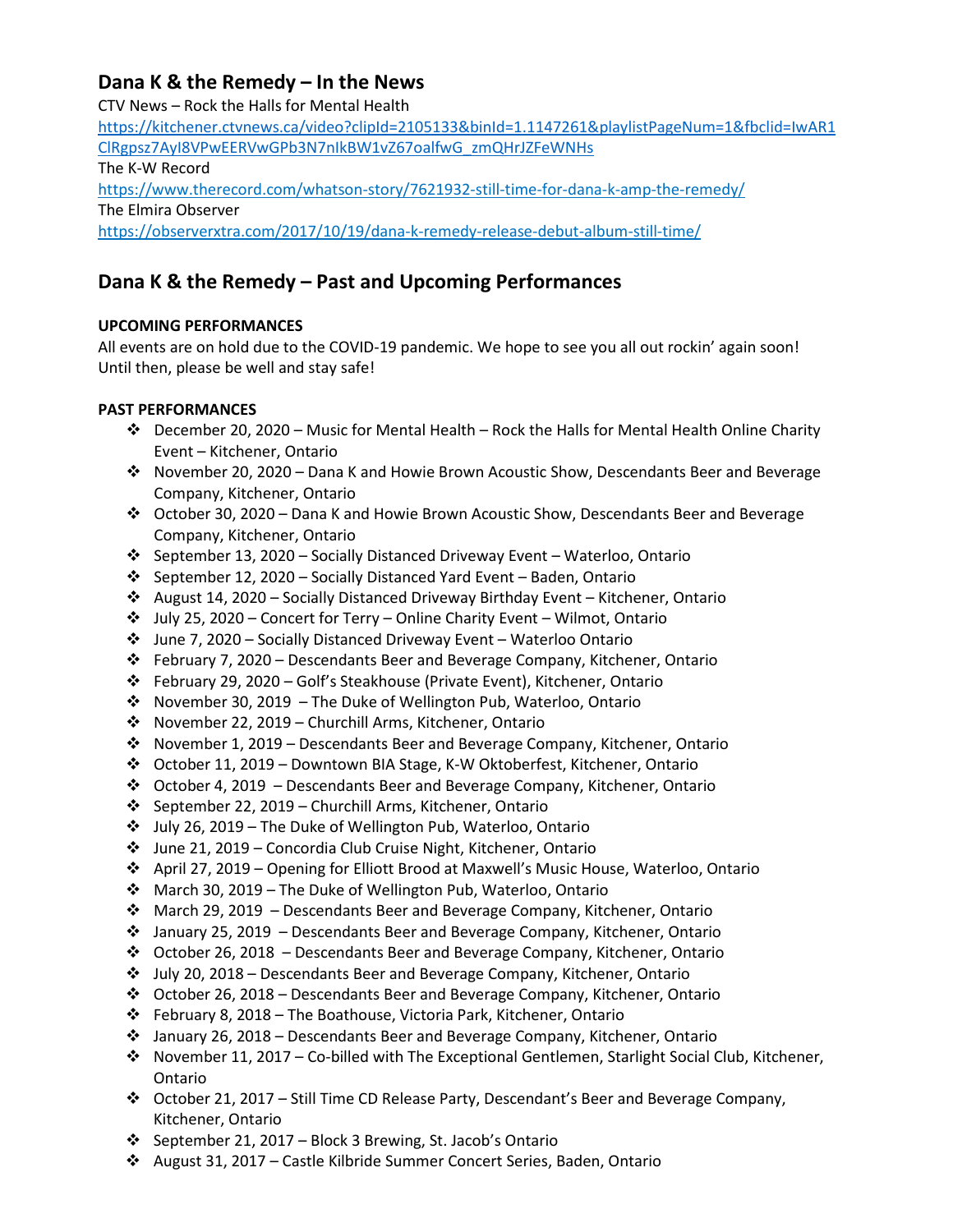## Dana K & the Remedy – In the News

CTV News – Rock the Halls for Mental Health
https://kitchener.ctvnews.ca/video?clipId=2105133&binId=1.1147261&playlistPageNum=1&fbclid=IwAR1ClRgpsz7AyI8VPwEERVwGPb3N7nIkBW1vZ67oalfwG_zmQHrJZFeWNHs
The K-W Record
https://www.therecord.com/whatson-story/7621932-still-time-for-dana-k-amp-the-remedy/
The Elmira Observer
https://observerxtra.com/2017/10/19/dana-k-remedy-release-debut-album-still-time/

## Dana K & the Remedy – Past and Upcoming Performances

**UPCOMING PERFORMANCES**

All events are on hold due to the COVID-19 pandemic. We hope to see you all out rockin' again soon! Until then, please be well and stay safe!

**PAST PERFORMANCES**

- December 20, 2020 – Music for Mental Health – Rock the Halls for Mental Health Online Charity Event – Kitchener, Ontario
- November 20, 2020 – Dana K and Howie Brown Acoustic Show, Descendants Beer and Beverage Company, Kitchener, Ontario
- October 30, 2020 – Dana K and Howie Brown Acoustic Show, Descendants Beer and Beverage Company, Kitchener, Ontario
- September 13, 2020 – Socially Distanced Driveway Event – Waterloo, Ontario
- September 12, 2020 – Socially Distanced Yard Event – Baden, Ontario
- August 14, 2020 – Socially Distanced Driveway Birthday Event – Kitchener, Ontario
- July 25, 2020 – Concert for Terry – Online Charity Event – Wilmot, Ontario
- June 7, 2020 – Socially Distanced Driveway Event – Waterloo Ontario
- February 7, 2020 – Descendants Beer and Beverage Company, Kitchener, Ontario
- February 29, 2020 – Golf's Steakhouse (Private Event), Kitchener, Ontario
- November 30, 2019 – The Duke of Wellington Pub, Waterloo, Ontario
- November 22, 2019 – Churchill Arms, Kitchener, Ontario
- November 1, 2019 – Descendants Beer and Beverage Company, Kitchener, Ontario
- October 11, 2019 – Downtown BIA Stage, K-W Oktoberfest, Kitchener, Ontario
- October 4, 2019 – Descendants Beer and Beverage Company, Kitchener, Ontario
- September 22, 2019 – Churchill Arms, Kitchener, Ontario
- July 26, 2019 – The Duke of Wellington Pub, Waterloo, Ontario
- June 21, 2019 – Concordia Club Cruise Night, Kitchener, Ontario
- April 27, 2019 – Opening for Elliott Brood at Maxwell's Music House, Waterloo, Ontario
- March 30, 2019 – The Duke of Wellington Pub, Waterloo, Ontario
- March 29, 2019 – Descendants Beer and Beverage Company, Kitchener, Ontario
- January 25, 2019 – Descendants Beer and Beverage Company, Kitchener, Ontario
- October 26, 2018 – Descendants Beer and Beverage Company, Kitchener, Ontario
- July 20, 2018 – Descendants Beer and Beverage Company, Kitchener, Ontario
- October 26, 2018 – Descendants Beer and Beverage Company, Kitchener, Ontario
- February 8, 2018 – The Boathouse, Victoria Park, Kitchener, Ontario
- January 26, 2018 – Descendants Beer and Beverage Company, Kitchener, Ontario
- November 11, 2017 – Co-billed with The Exceptional Gentlemen, Starlight Social Club, Kitchener, Ontario
- October 21, 2017 – Still Time CD Release Party, Descendant's Beer and Beverage Company, Kitchener, Ontario
- September 21, 2017 – Block 3 Brewing, St. Jacob's Ontario
- August 31, 2017 – Castle Kilbride Summer Concert Series, Baden, Ontario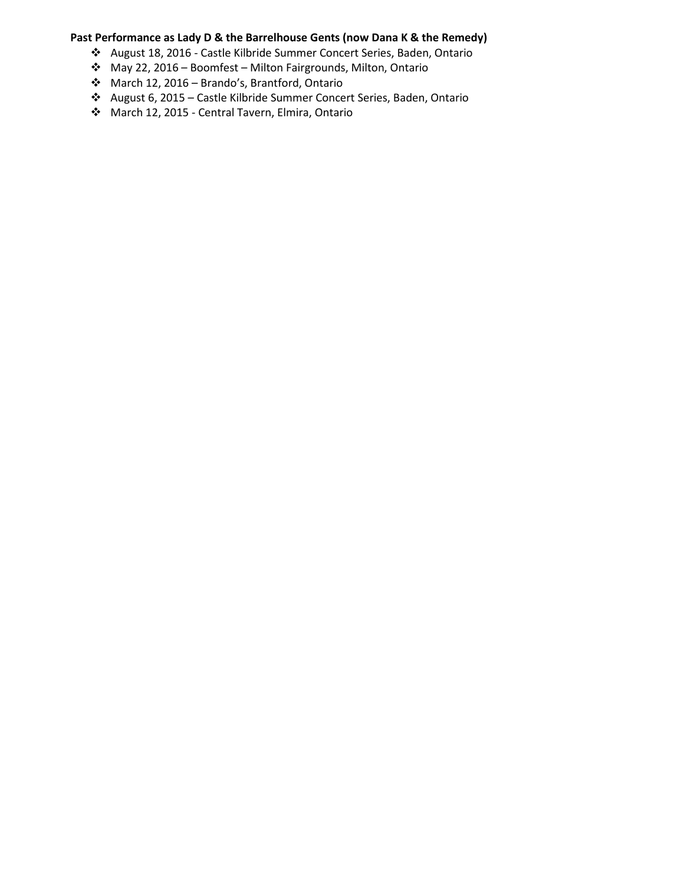**Past Performance as Lady D & the Barrelhouse Gents (now Dana K & the Remedy)**

- August 18, 2016 - Castle Kilbride Summer Concert Series, Baden, Ontario
- May 22, 2016 – Boomfest – Milton Fairgrounds, Milton, Ontario
- March 12, 2016 – Brando's, Brantford, Ontario
- August 6, 2015 – Castle Kilbride Summer Concert Series, Baden, Ontario
- March 12, 2015 - Central Tavern, Elmira, Ontario